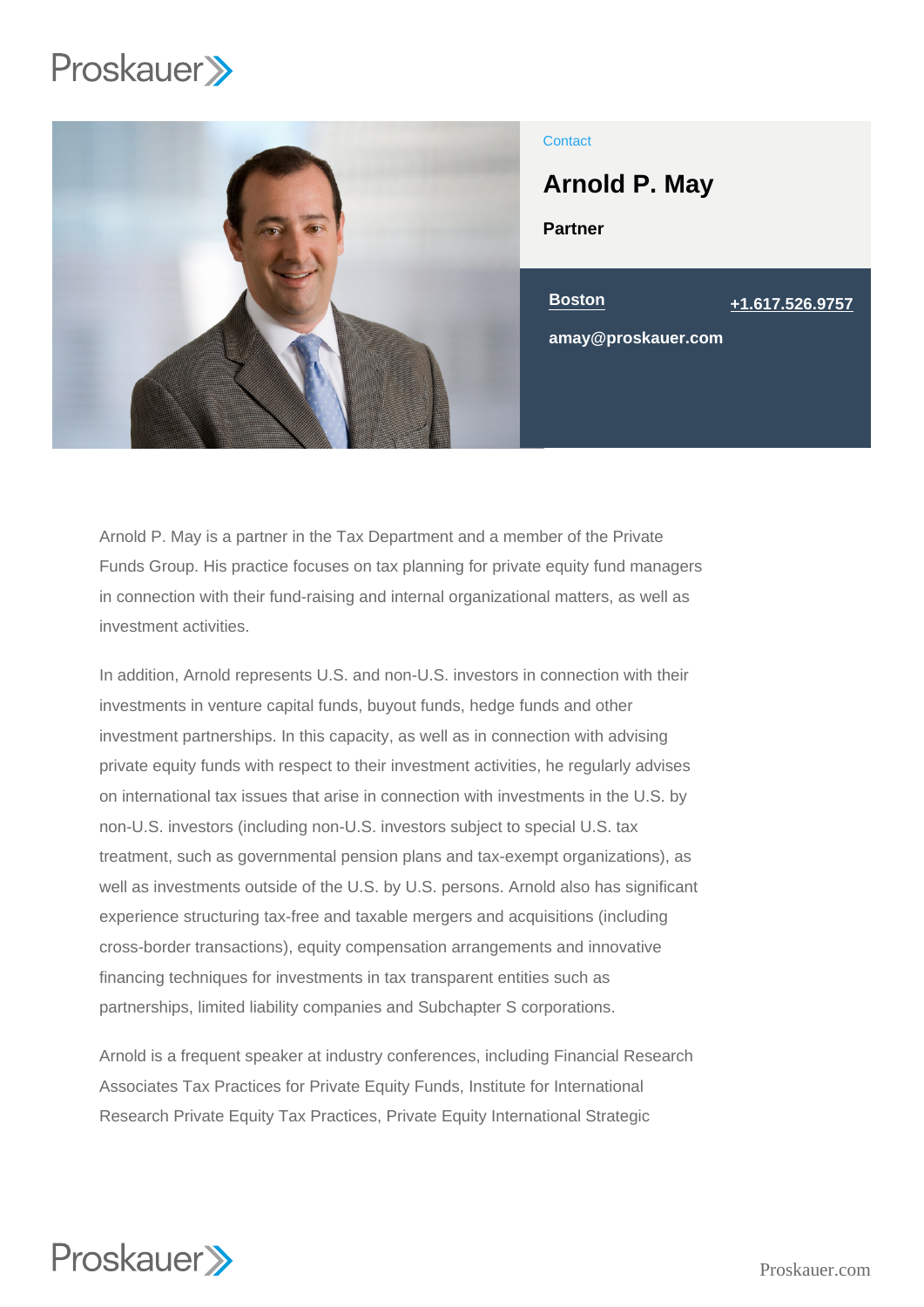Contact

# Arnold P. May

**Partner**

Boston

+1.617.526.9757

amay@proskauer.com

Arnold P. May is a partner in the Tax Department and a member of the Private Funds Group. His practice focuses on tax planning for private equity fund managers in connection with their fund-raising and internal organizational matters, as well as investment activities.

In addition, Arnold represents U.S. and non-U.S. investors in connection with their investments in venture capital funds, buyout funds, hedge funds and other investment partnerships. In this capacity, as well as in connection with advising private equity funds with respect to their investment activities, he regularly advises on international tax issues that arise in connection with investments in the U.S. by non-U.S. investors (including non-U.S. investors subject to special U.S. tax treatment, such as governmental pension plans and tax-exempt organizations), as well as investments outside of the U.S. by U.S. persons. Arnold also has significant experience structuring tax-free and taxable mergers and acquisitions (including cross-border transactions), equity compensation arrangements and innovative financing techniques for investments in tax transparent entities such as partnerships, limited liability companies and Subchapter S corporations.

Arnold is a frequent speaker at industry conferences, including Financial Research Associates Tax Practices for Private Equity Funds, Institute for International Research Private Equity Tax Practices, Private Equity International Strategic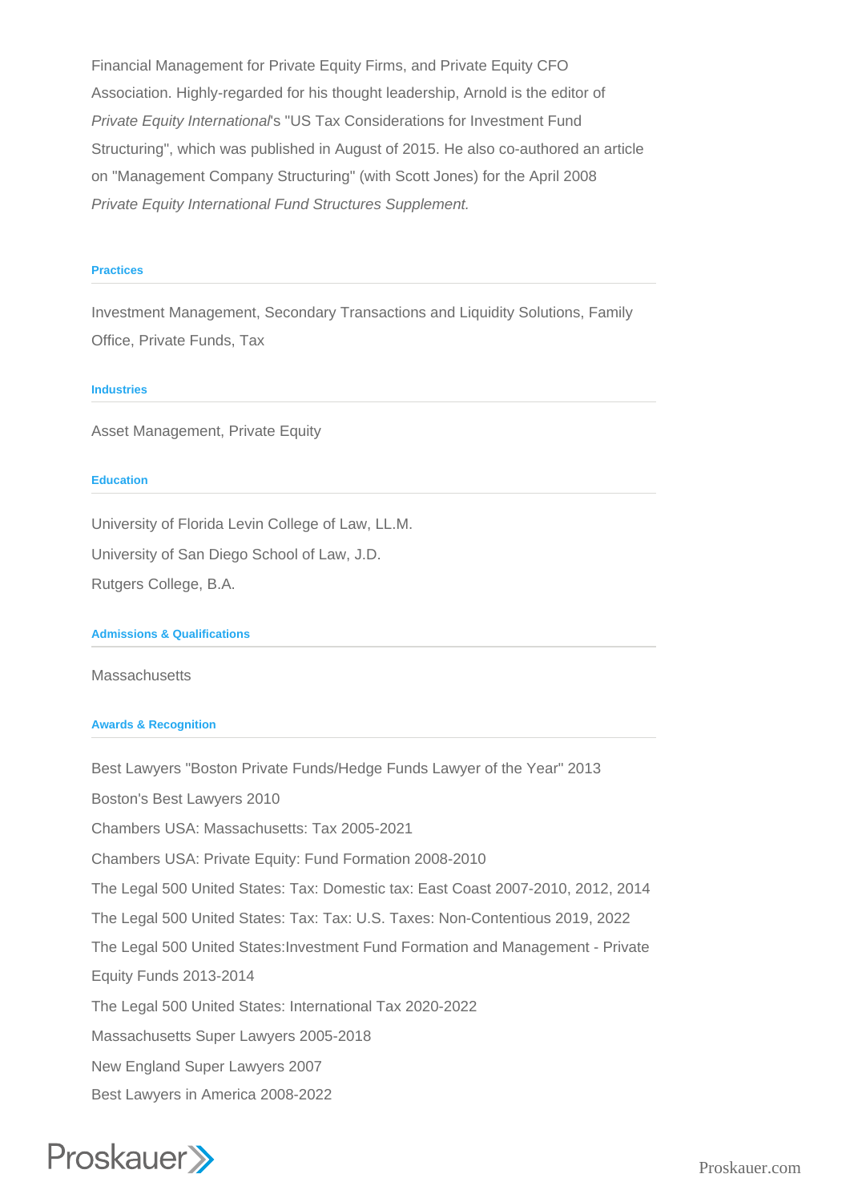Financial Management for Private Equity Firms, and Private Equity CFO Association. Highly-regarded for his thought leadership, Arnold is the editor of *Private Equity International*'s "US Tax Considerations for Investment Fund Structuring", which was published in August of 2015. He also co-authored an article on "Management Company Structuring" (with Scott Jones) for the April 2008 *Private Equity International Fund Structures Supplement.*

#### Practices

Investment Management, Secondary Transactions and Liquidity Solutions, Family Office, Private Funds, Tax

#### Industries

Asset Management, Private Equity

#### Education

University of Florida Levin College of Law, LL.M.

University of San Diego School of Law, J.D.

Rutgers College, B.A.

#### Admissions & Qualifications

Massachusetts

#### Awards & Recognition

Best Lawyers "Boston Private Funds/Hedge Funds Lawyer of the Year" 2013

Boston's Best Lawyers 2010

Chambers USA: Massachusetts: Tax 2005-2021

Chambers USA: Private Equity: Fund Formation 2008-2010

The Legal 500 United States: Tax: Domestic tax: East Coast 2007-2010, 2012, 2014

The Legal 500 United States: Tax: Tax: U.S. Taxes: Non-Contentious 2019, 2022

The Legal 500 United States:Investment Fund Formation and Management - Private Equity Funds 2013-2014

The Legal 500 United States: International Tax 2020-2022

Massachusetts Super Lawyers 2005-2018

New England Super Lawyers 2007

Best Lawyers in America 2008-2022